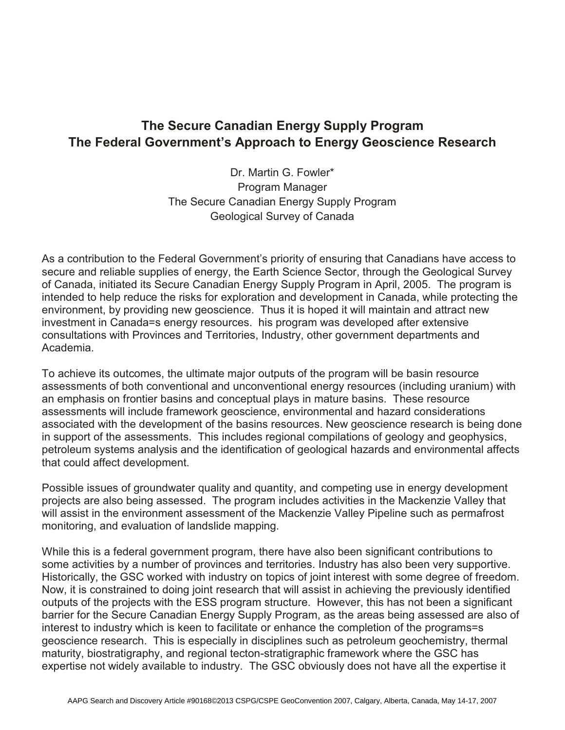# The Secure Canadian Energy Supply Program
# The Federal Government's Approach to Energy Geoscience Research

Dr. Martin G. Fowler*
Program Manager
The Secure Canadian Energy Supply Program
Geological Survey of Canada

As a contribution to the Federal Government's priority of ensuring that Canadians have access to secure and reliable supplies of energy, the Earth Science Sector, through the Geological Survey of Canada, initiated its Secure Canadian Energy Supply Program in April, 2005. The program is intended to help reduce the risks for exploration and development in Canada, while protecting the environment, by providing new geoscience. Thus it is hoped it will maintain and attract new investment in Canada=s energy resources. his program was developed after extensive consultations with Provinces and Territories, Industry, other government departments and Academia.

To achieve its outcomes, the ultimate major outputs of the program will be basin resource assessments of both conventional and unconventional energy resources (including uranium) with an emphasis on frontier basins and conceptual plays in mature basins. These resource assessments will include framework geoscience, environmental and hazard considerations associated with the development of the basins resources. New geoscience research is being done in support of the assessments. This includes regional compilations of geology and geophysics, petroleum systems analysis and the identification of geological hazards and environmental affects that could affect development.

Possible issues of groundwater quality and quantity, and competing use in energy development projects are also being assessed. The program includes activities in the Mackenzie Valley that will assist in the environment assessment of the Mackenzie Valley Pipeline such as permafrost monitoring, and evaluation of landslide mapping.

While this is a federal government program, there have also been significant contributions to some activities by a number of provinces and territories. Industry has also been very supportive. Historically, the GSC worked with industry on topics of joint interest with some degree of freedom. Now, it is constrained to doing joint research that will assist in achieving the previously identified outputs of the projects with the ESS program structure. However, this has not been a significant barrier for the Secure Canadian Energy Supply Program, as the areas being assessed are also of interest to industry which is keen to facilitate or enhance the completion of the programs=s geoscience research. This is especially in disciplines such as petroleum geochemistry, thermal maturity, biostratigraphy, and regional tecton-stratigraphic framework where the GSC has expertise not widely available to industry. The GSC obviously does not have all the expertise it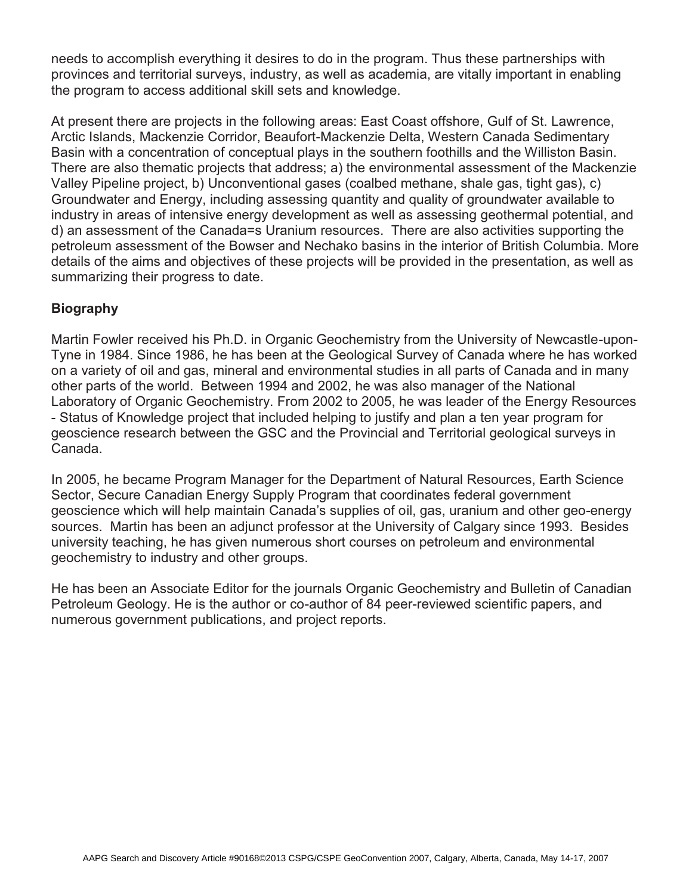needs to accomplish everything it desires to do in the program. Thus these partnerships with provinces and territorial surveys, industry, as well as academia, are vitally important in enabling the program to access additional skill sets and knowledge.

At present there are projects in the following areas: East Coast offshore, Gulf of St. Lawrence, Arctic Islands, Mackenzie Corridor, Beaufort-Mackenzie Delta, Western Canada Sedimentary Basin with a concentration of conceptual plays in the southern foothills and the Williston Basin. There are also thematic projects that address; a) the environmental assessment of the Mackenzie Valley Pipeline project, b) Unconventional gases (coalbed methane, shale gas, tight gas), c) Groundwater and Energy, including assessing quantity and quality of groundwater available to industry in areas of intensive energy development as well as assessing geothermal potential, and d) an assessment of the Canada=s Uranium resources. There are also activities supporting the petroleum assessment of the Bowser and Nechako basins in the interior of British Columbia. More details of the aims and objectives of these projects will be provided in the presentation, as well as summarizing their progress to date.

## Biography

Martin Fowler received his Ph.D. in Organic Geochemistry from the University of Newcastle-upon-Tyne in 1984. Since 1986, he has been at the Geological Survey of Canada where he has worked on a variety of oil and gas, mineral and environmental studies in all parts of Canada and in many other parts of the world. Between 1994 and 2002, he was also manager of the National Laboratory of Organic Geochemistry. From 2002 to 2005, he was leader of the Energy Resources - Status of Knowledge project that included helping to justify and plan a ten year program for geoscience research between the GSC and the Provincial and Territorial geological surveys in Canada.

In 2005, he became Program Manager for the Department of Natural Resources, Earth Science Sector, Secure Canadian Energy Supply Program that coordinates federal government geoscience which will help maintain Canada's supplies of oil, gas, uranium and other geo-energy sources. Martin has been an adjunct professor at the University of Calgary since 1993. Besides university teaching, he has given numerous short courses on petroleum and environmental geochemistry to industry and other groups.

He has been an Associate Editor for the journals Organic Geochemistry and Bulletin of Canadian Petroleum Geology. He is the author or co-author of 84 peer-reviewed scientific papers, and numerous government publications, and project reports.